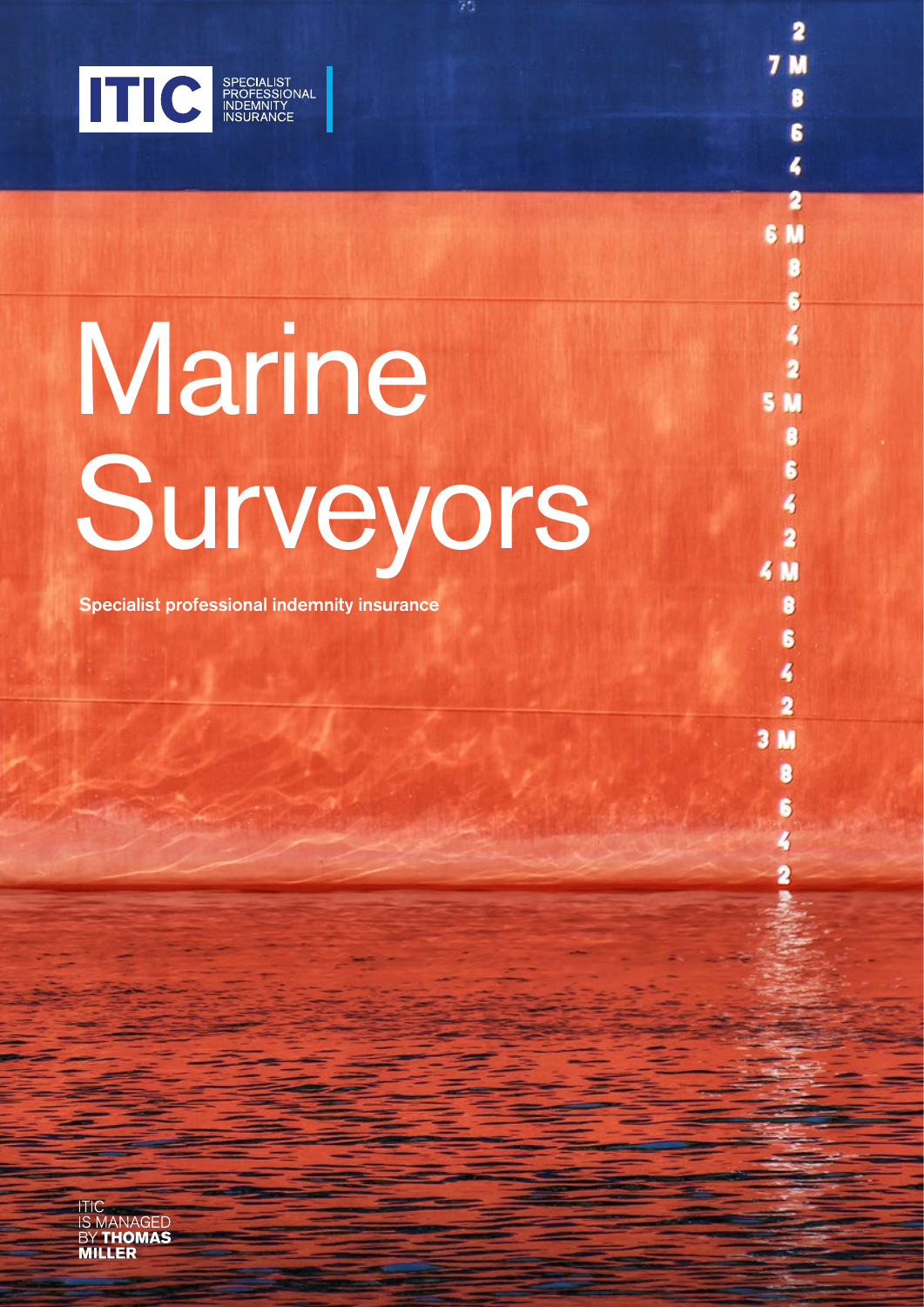ITIC SPECIALIST PROFESSIONAL INDEMNITY INSURANCE

# Marine Surveyors

**Specialist professional indemnity insurance**

ITIC IS MANAGED BY **THOMAS MILLER**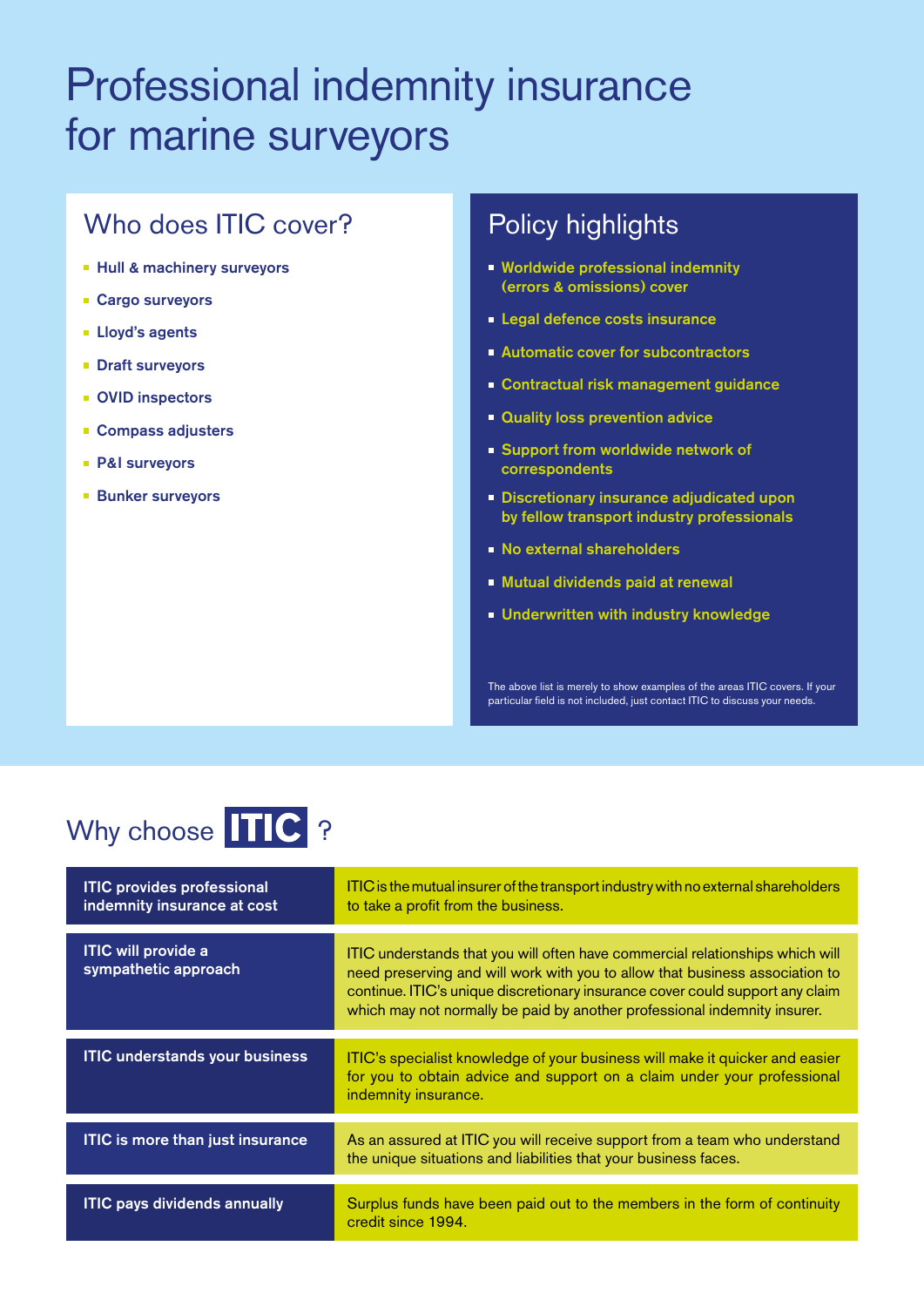# Professional indemnity insurance for marine surveyors

## Who does ITIC cover?

- Hull & machinery surveyors
- Cargo surveyors
- Lloyd's agents
- Draft surveyors
- OVID inspectors
- Compass adjusters
- P&I surveyors
- Bunker surveyors

## Policy highlights

- Worldwide professional indemnity (errors & omissions) cover
- Legal defence costs insurance
- Automatic cover for subcontractors
- Contractual risk management guidance
- Quality loss prevention advice
- Support from worldwide network of correspondents
- Discretionary insurance adjudicated upon by fellow transport industry professionals
- No external shareholders
- Mutual dividends paid at renewal
- Underwritten with industry knowledge

The above list is merely to show examples of the areas ITIC covers. If your particular field is not included, just contact ITIC to discuss your needs.

## Why choose ITIC ?

| | |
|---|---|
| **ITIC provides professional indemnity insurance at cost** | ITIC is the mutual insurer of the transport industry with no external shareholders to take a profit from the business. |
| **ITIC will provide a sympathetic approach** | ITIC understands that you will often have commercial relationships which will need preserving and will work with you to allow that business association to continue. ITIC's unique discretionary insurance cover could support any claim which may not normally be paid by another professional indemnity insurer. |
| **ITIC understands your business** | ITIC's specialist knowledge of your business will make it quicker and easier for you to obtain advice and support on a claim under your professional indemnity insurance. |
| **ITIC is more than just insurance** | As an assured at ITIC you will receive support from a team who understand the unique situations and liabilities that your business faces. |
| **ITIC pays dividends annually** | Surplus funds have been paid out to the members in the form of continuity credit since 1994. |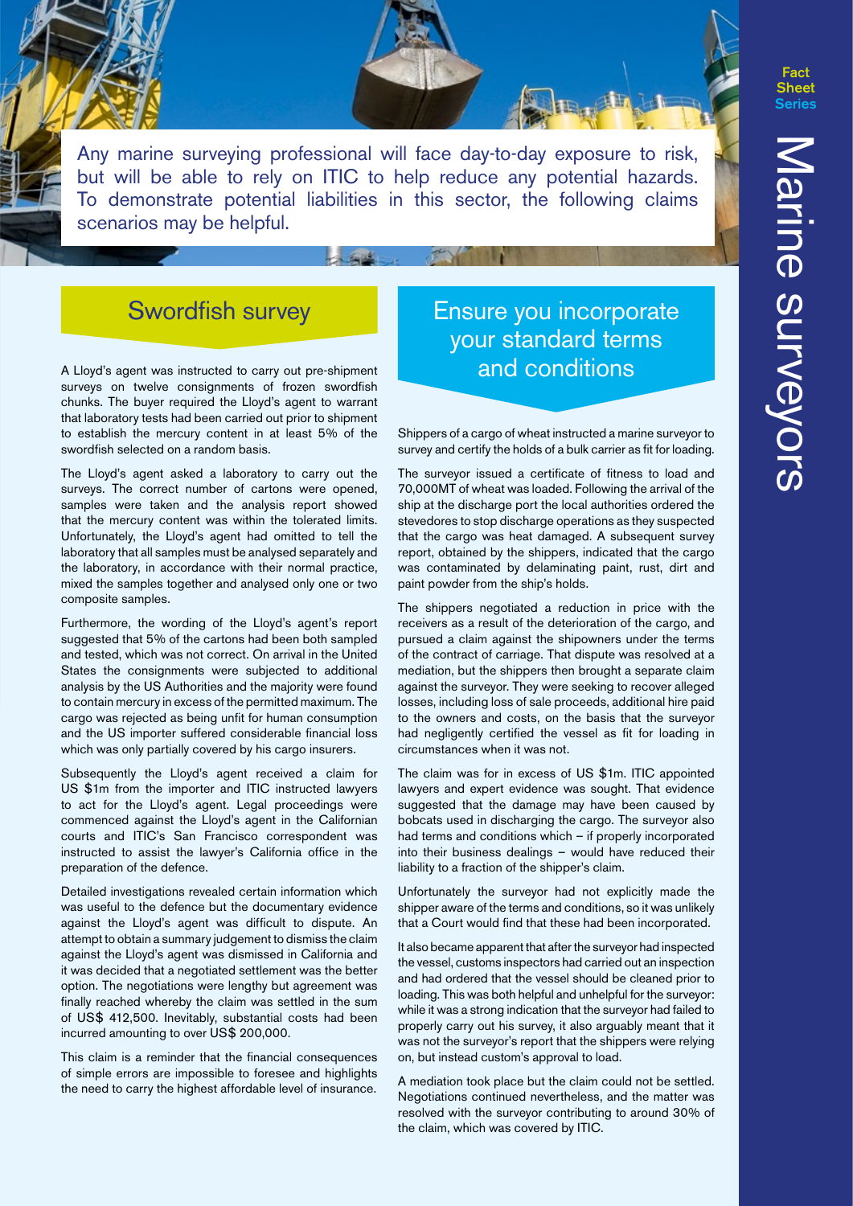# Marine surveyors

Any marine surveying professional will face day-to-day exposure to risk, but will be able to rely on ITIC to help reduce any potential hazards. To demonstrate potential liabilities in this sector, the following claims scenarios may be helpful.

## Swordfish survey

A Lloyd's agent was instructed to carry out pre-shipment surveys on twelve consignments of frozen swordfish chunks. The buyer required the Lloyd's agent to warrant that laboratory tests had been carried out prior to shipment to establish the mercury content in at least 5% of the swordfish selected on a random basis.

The Lloyd's agent asked a laboratory to carry out the surveys. The correct number of cartons were opened, samples were taken and the analysis report showed that the mercury content was within the tolerated limits. Unfortunately, the Lloyd's agent had omitted to tell the laboratory that all samples must be analysed separately and the laboratory, in accordance with their normal practice, mixed the samples together and analysed only one or two composite samples.

Furthermore, the wording of the Lloyd's agent's report suggested that 5% of the cartons had been both sampled and tested, which was not correct. On arrival in the United States the consignments were subjected to additional analysis by the US Authorities and the majority were found to contain mercury in excess of the permitted maximum. The cargo was rejected as being unfit for human consumption and the US importer suffered considerable financial loss which was only partially covered by his cargo insurers.

Subsequently the Lloyd's agent received a claim for US $1m from the importer and ITIC instructed lawyers to act for the Lloyd's agent. Legal proceedings were commenced against the Lloyd's agent in the Californian courts and ITIC's San Francisco correspondent was instructed to assist the lawyer's California office in the preparation of the defence.

Detailed investigations revealed certain information which was useful to the defence but the documentary evidence against the Lloyd's agent was difficult to dispute. An attempt to obtain a summary judgement to dismiss the claim against the Lloyd's agent was dismissed in California and it was decided that a negotiated settlement was the better option. The negotiations were lengthy but agreement was finally reached whereby the claim was settled in the sum of US$ 412,500. Inevitably, substantial costs had been incurred amounting to over US$ 200,000.

This claim is a reminder that the financial consequences of simple errors are impossible to foresee and highlights the need to carry the highest affordable level of insurance.

## Ensure you incorporate your standard terms and conditions

Shippers of a cargo of wheat instructed a marine surveyor to survey and certify the holds of a bulk carrier as fit for loading.

The surveyor issued a certificate of fitness to load and 70,000MT of wheat was loaded. Following the arrival of the ship at the discharge port the local authorities ordered the stevedores to stop discharge operations as they suspected that the cargo was heat damaged. A subsequent survey report, obtained by the shippers, indicated that the cargo was contaminated by delaminating paint, rust, dirt and paint powder from the ship's holds.

The shippers negotiated a reduction in price with the receivers as a result of the deterioration of the cargo, and pursued a claim against the shipowners under the terms of the contract of carriage. That dispute was resolved at a mediation, but the shippers then brought a separate claim against the surveyor. They were seeking to recover alleged losses, including loss of sale proceeds, additional hire paid to the owners and costs, on the basis that the surveyor had negligently certified the vessel as fit for loading in circumstances when it was not.

The claim was for in excess of US $1m. ITIC appointed lawyers and expert evidence was sought. That evidence suggested that the damage may have been caused by bobcats used in discharging the cargo. The surveyor also had terms and conditions which – if properly incorporated into their business dealings – would have reduced their liability to a fraction of the shipper's claim.

Unfortunately the surveyor had not explicitly made the shipper aware of the terms and conditions, so it was unlikely that a Court would find that these had been incorporated.

It also became apparent that after the surveyor had inspected the vessel, customs inspectors had carried out an inspection and had ordered that the vessel should be cleaned prior to loading. This was both helpful and unhelpful for the surveyor: while it was a strong indication that the surveyor had failed to properly carry out his survey, it also arguably meant that it was not the surveyor's report that the shippers were relying on, but instead custom's approval to load.

A mediation took place but the claim could not be settled. Negotiations continued nevertheless, and the matter was resolved with the surveyor contributing to around 30% of the claim, which was covered by ITIC.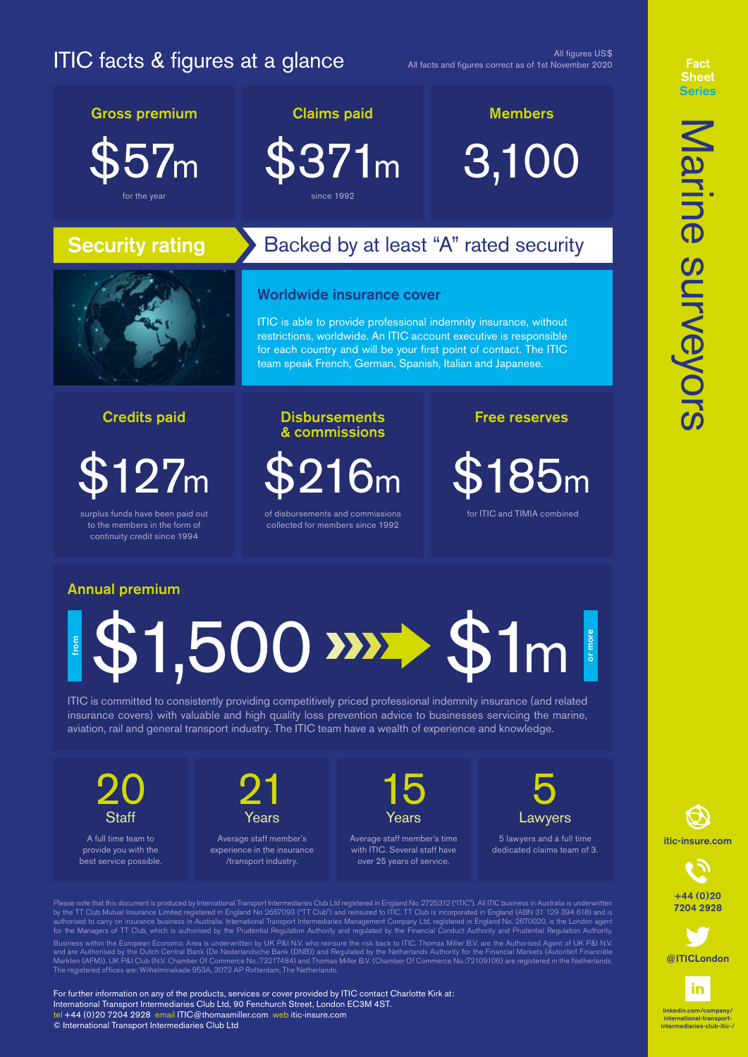# ITIC facts & figures at a glance

All figures US$
All facts and figures correct as of 1st November 2020

Fact Sheet Series

**Marine surveyors**

### Gross premium

$57m

for the year

### Claims paid

$371m

since 1992

### Members

3,100

## Security rating

Backed by at least "A" rated security

### Worldwide insurance cover

ITIC is able to provide professional indemnity insurance, without restrictions, worldwide. An ITIC account executive is responsible for each country and will be your first point of contact. The ITIC team speak French, German, Spanish, Italian and Japanese.

### Credits paid

$127m

surplus funds have been paid out to the members in the form of continuity credit since 1994

### Disbursements & commissions

$216m

of disbursements and commissions collected for members since 1992

### Free reserves

$185m

for ITIC and TIMIA combined

### Annual premium

from $1,500 → $1m or more

ITIC is committed to consistently providing competitively priced professional indemnity insurance (and related insurance covers) with valuable and high quality loss prevention advice to businesses servicing the marine, aviation, rail and general transport industry. The ITIC team have a wealth of experience and knowledge.

**20** Staff

A full time team to provide you with the best service possible.

**21** Years

Average staff member's experience in the insurance /transport industry.

**15** Years

Average staff member's time with ITIC. Several staff have over 25 years of service.

**5** Lawyers

5 lawyers and a full time dedicated claims team of 3.

Please note that this document is produced by International Transport Intermediaries Club Ltd registered in England No. 2725312 ("ITIC"). All ITIC business in Australia is underwritten by the TT Club Mutual Insurance Limited registered in England No 2657093 ("TT Club") and reinsured to ITIC. TT Club is incorporated in England (ABN 31 129 394 618) and is authorised to carry on insurance business in Australia. International Transport Intermediaries Management Company Ltd, registered in England No. 2670020, is the London agent for the Managers of TT Club, which is authorised by the Prudential Regulation Authority and regulated by the Financial Conduct Authority and Prudential Regulation Authority.

Business within the European Economic Area is underwritten by UK P&I N.V. who reinsure the risk back to ITIC. Thomas Miller B.V. are the Authorised Agent of UK P&I N.V. and are Authorised by the Dutch Central Bank (De Nederlandsche Bank (DNB)) and Regulated by the Netherlands Authority for the Financial Markets (Autoriteit Financiële Markten (AFM)). UK P&I Club (N.V. Chamber Of Commerce No.:73217484) and Thomas Miller B.V. (Chamber Of Commerce No.:72109106) are registered in the Netherlands. The registered offices are: Wilhelminakade 953A, 3072 AP Rotterdam, The Netherlands.

For further information on any of the products, services or cover provided by ITIC contact Charlotte Kirk at:
International Transport Intermediaries Club Ltd, 90 Fenchurch Street, London EC3M 4ST.
tel +44 (0)20 7204 2928 email ITIC@thomasmiller.com web itic-insure.com
© International Transport Intermediaries Club Ltd

itic-insure.com

+44 (0)20 7204 2928

@ITICLondon

linkedin.com/company/international-transport-intermediaries-club-itic-/